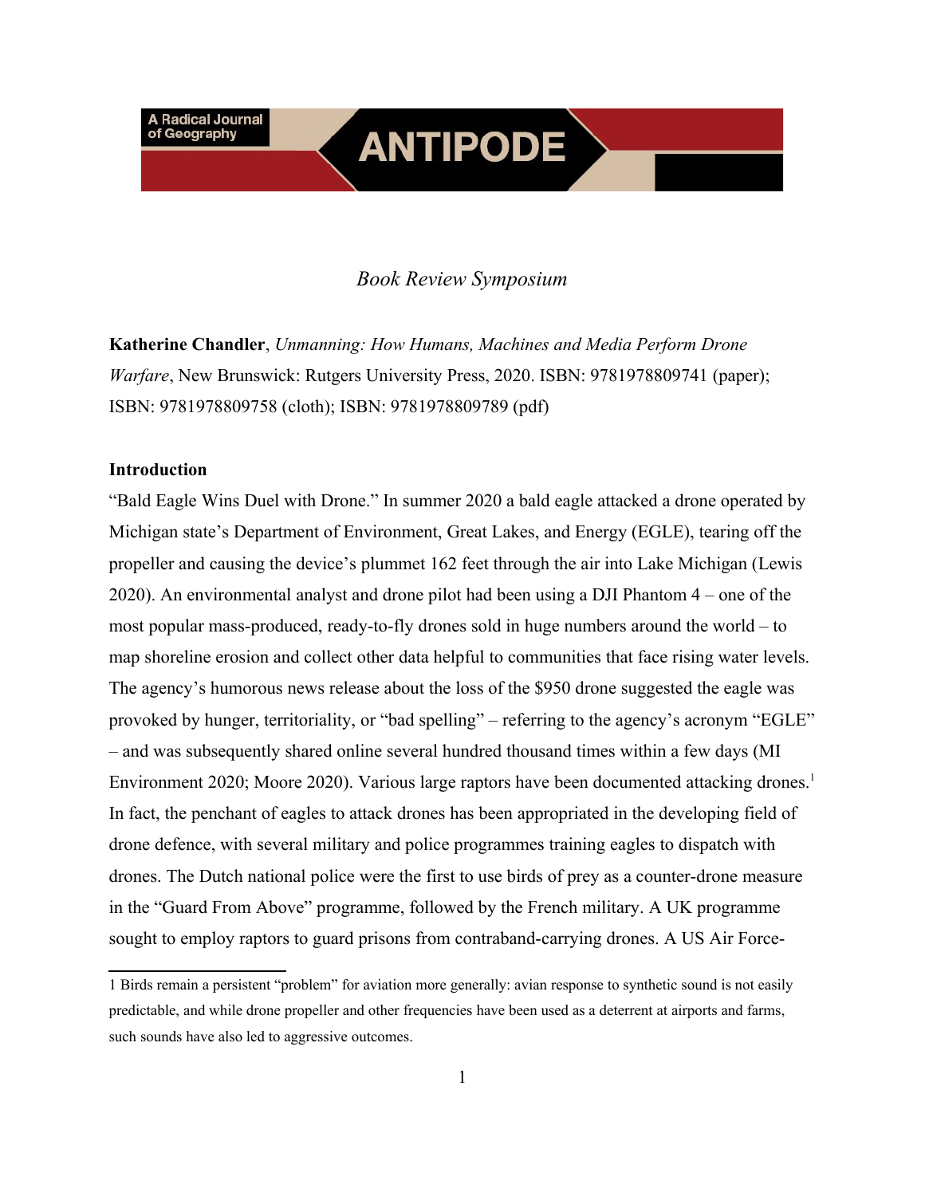*Book Review Symposium*

**Katherine Chandler**, *Unmanning: How Humans, Machines and Media Perform Drone Warfare*, New Brunswick: Rutgers University Press, 2020. ISBN: 9781978809741 (paper); ISBN: 9781978809758 (cloth); ISBN: 9781978809789 (pdf)

## Introduction

"Bald Eagle Wins Duel with Drone." In summer 2020 a bald eagle attacked a drone operated by Michigan state's Department of Environment, Great Lakes, and Energy (EGLE), tearing off the propeller and causing the device's plummet 162 feet through the air into Lake Michigan (Lewis 2020). An environmental analyst and drone pilot had been using a DJI Phantom 4 – one of the most popular mass-produced, ready-to-fly drones sold in huge numbers around the world – to map shoreline erosion and collect other data helpful to communities that face rising water levels. The agency's humorous news release about the loss of the $950 drone suggested the eagle was provoked by hunger, territoriality, or "bad spelling" – referring to the agency's acronym "EGLE" – and was subsequently shared online several hundred thousand times within a few days (MI Environment 2020; Moore 2020). Various large raptors have been documented attacking drones.[1] In fact, the penchant of eagles to attack drones has been appropriated in the developing field of drone defence, with several military and police programmes training eagles to dispatch with drones. The Dutch national police were the first to use birds of prey as a counter-drone measure in the "Guard From Above" programme, followed by the French military. A UK programme sought to employ raptors to guard prisons from contraband-carrying drones. A US Air Force-

1 Birds remain a persistent "problem" for aviation more generally: avian response to synthetic sound is not easily predictable, and while drone propeller and other frequencies have been used as a deterrent at airports and farms, such sounds have also led to aggressive outcomes.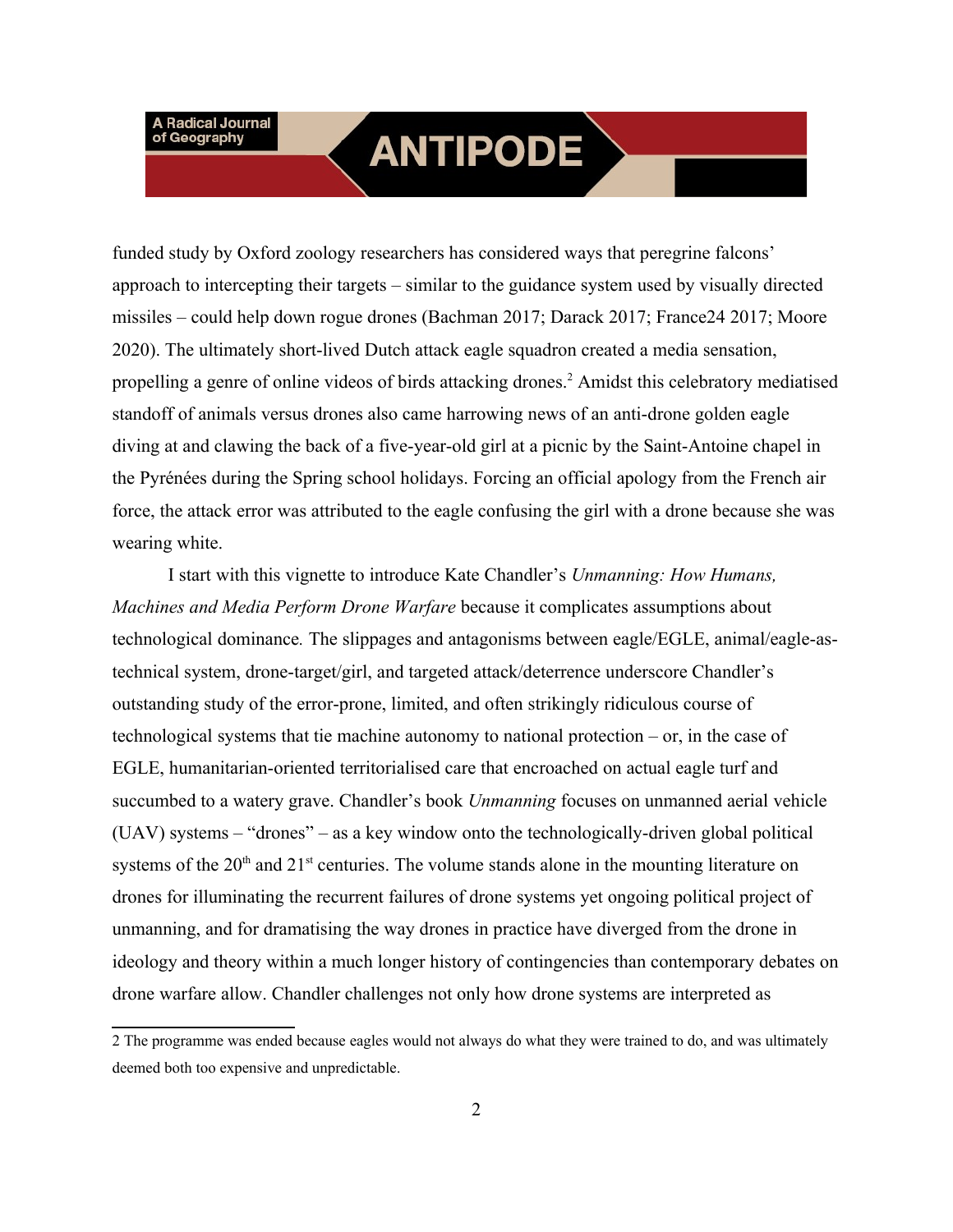funded study by Oxford zoology researchers has considered ways that peregrine falcons' approach to intercepting their targets – similar to the guidance system used by visually directed missiles – could help down rogue drones (Bachman 2017; Darack 2017; France24 2017; Moore 2020). The ultimately short-lived Dutch attack eagle squadron created a media sensation, propelling a genre of online videos of birds attacking drones.[2] Amidst this celebratory mediatised standoff of animals versus drones also came harrowing news of an anti-drone golden eagle diving at and clawing the back of a five-year-old girl at a picnic by the Saint-Antoine chapel in the Pyrénées during the Spring school holidays. Forcing an official apology from the French air force, the attack error was attributed to the eagle confusing the girl with a drone because she was wearing white.

I start with this vignette to introduce Kate Chandler's *Unmanning: How Humans, Machines and Media Perform Drone Warfare* because it complicates assumptions about technological dominance. The slippages and antagonisms between eagle/EGLE, animal/eagle-as-technical system, drone-target/girl, and targeted attack/deterrence underscore Chandler's outstanding study of the error-prone, limited, and often strikingly ridiculous course of technological systems that tie machine autonomy to national protection – or, in the case of EGLE, humanitarian-oriented territorialised care that encroached on actual eagle turf and succumbed to a watery grave. Chandler's book *Unmanning* focuses on unmanned aerial vehicle (UAV) systems – "drones" – as a key window onto the technologically-driven global political systems of the 20th and 21st centuries. The volume stands alone in the mounting literature on drones for illuminating the recurrent failures of drone systems yet ongoing political project of unmanning, and for dramatising the way drones in practice have diverged from the drone in ideology and theory within a much longer history of contingencies than contemporary debates on drone warfare allow. Chandler challenges not only how drone systems are interpreted as

2 The programme was ended because eagles would not always do what they were trained to do, and was ultimately deemed both too expensive and unpredictable.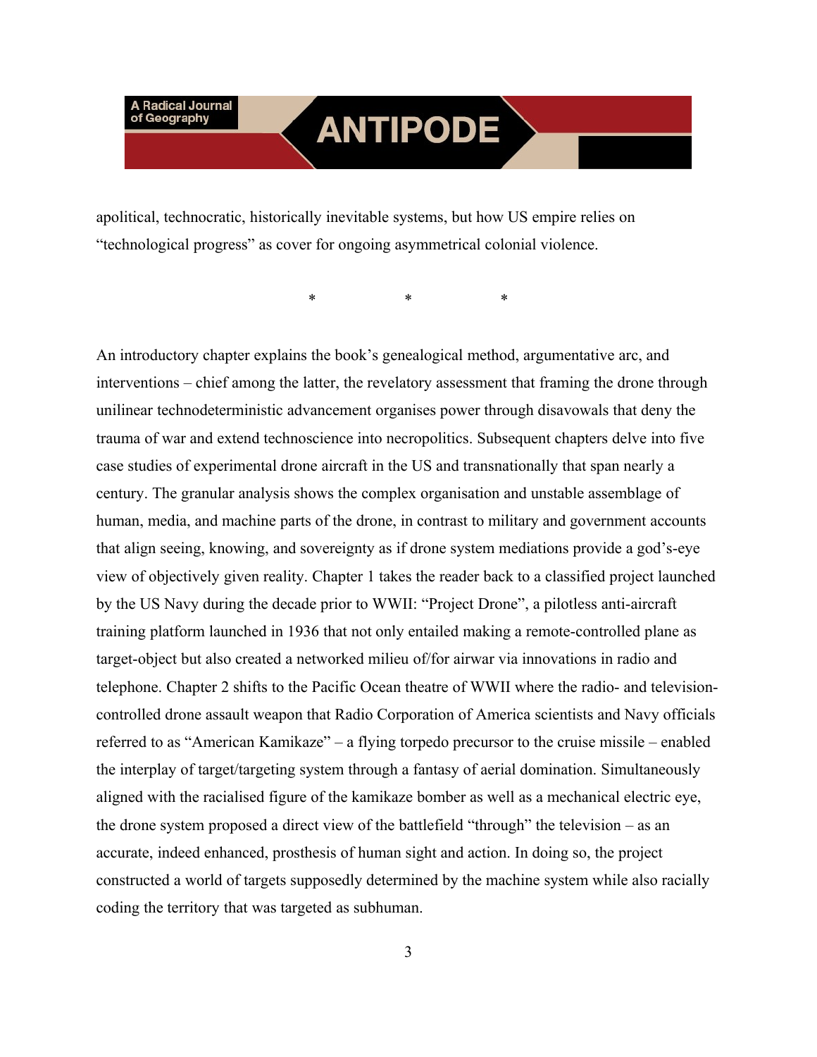apolitical, technocratic, historically inevitable systems, but how US empire relies on "technological progress" as cover for ongoing asymmetrical colonial violence.

\*   \*   \*

An introductory chapter explains the book's genealogical method, argumentative arc, and interventions – chief among the latter, the revelatory assessment that framing the drone through unilinear technodeterministic advancement organises power through disavowals that deny the trauma of war and extend technoscience into necropolitics. Subsequent chapters delve into five case studies of experimental drone aircraft in the US and transnationally that span nearly a century. The granular analysis shows the complex organisation and unstable assemblage of human, media, and machine parts of the drone, in contrast to military and government accounts that align seeing, knowing, and sovereignty as if drone system mediations provide a god's-eye view of objectively given reality. Chapter 1 takes the reader back to a classified project launched by the US Navy during the decade prior to WWII: "Project Drone", a pilotless anti-aircraft training platform launched in 1936 that not only entailed making a remote-controlled plane as target-object but also created a networked milieu of/for airwar via innovations in radio and telephone. Chapter 2 shifts to the Pacific Ocean theatre of WWII where the radio- and television-controlled drone assault weapon that Radio Corporation of America scientists and Navy officials referred to as "American Kamikaze" – a flying torpedo precursor to the cruise missile – enabled the interplay of target/targeting system through a fantasy of aerial domination. Simultaneously aligned with the racialised figure of the kamikaze bomber as well as a mechanical electric eye, the drone system proposed a direct view of the battlefield "through" the television – as an accurate, indeed enhanced, prosthesis of human sight and action. In doing so, the project constructed a world of targets supposedly determined by the machine system while also racially coding the territory that was targeted as subhuman.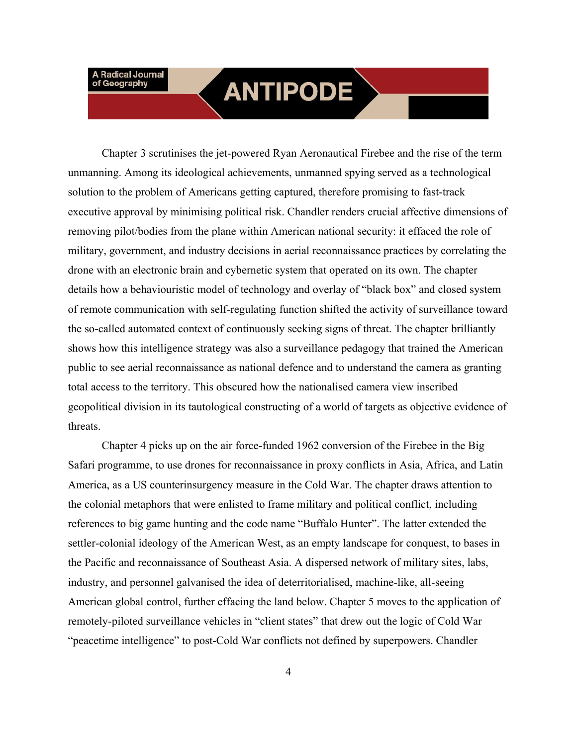Chapter 3 scrutinises the jet-powered Ryan Aeronautical Firebee and the rise of the term unmanning. Among its ideological achievements, unmanned spying served as a technological solution to the problem of Americans getting captured, therefore promising to fast-track executive approval by minimising political risk. Chandler renders crucial affective dimensions of removing pilot/bodies from the plane within American national security: it effaced the role of military, government, and industry decisions in aerial reconnaissance practices by correlating the drone with an electronic brain and cybernetic system that operated on its own. The chapter details how a behaviouristic model of technology and overlay of "black box" and closed system of remote communication with self-regulating function shifted the activity of surveillance toward the so-called automated context of continuously seeking signs of threat. The chapter brilliantly shows how this intelligence strategy was also a surveillance pedagogy that trained the American public to see aerial reconnaissance as national defence and to understand the camera as granting total access to the territory. This obscured how the nationalised camera view inscribed geopolitical division in its tautological constructing of a world of targets as objective evidence of threats.

Chapter 4 picks up on the air force-funded 1962 conversion of the Firebee in the Big Safari programme, to use drones for reconnaissance in proxy conflicts in Asia, Africa, and Latin America, as a US counterinsurgency measure in the Cold War. The chapter draws attention to the colonial metaphors that were enlisted to frame military and political conflict, including references to big game hunting and the code name "Buffalo Hunter". The latter extended the settler-colonial ideology of the American West, as an empty landscape for conquest, to bases in the Pacific and reconnaissance of Southeast Asia. A dispersed network of military sites, labs, industry, and personnel galvanised the idea of deterritorialised, machine-like, all-seeing American global control, further effacing the land below. Chapter 5 moves to the application of remotely-piloted surveillance vehicles in "client states" that drew out the logic of Cold War "peacetime intelligence" to post-Cold War conflicts not defined by superpowers. Chandler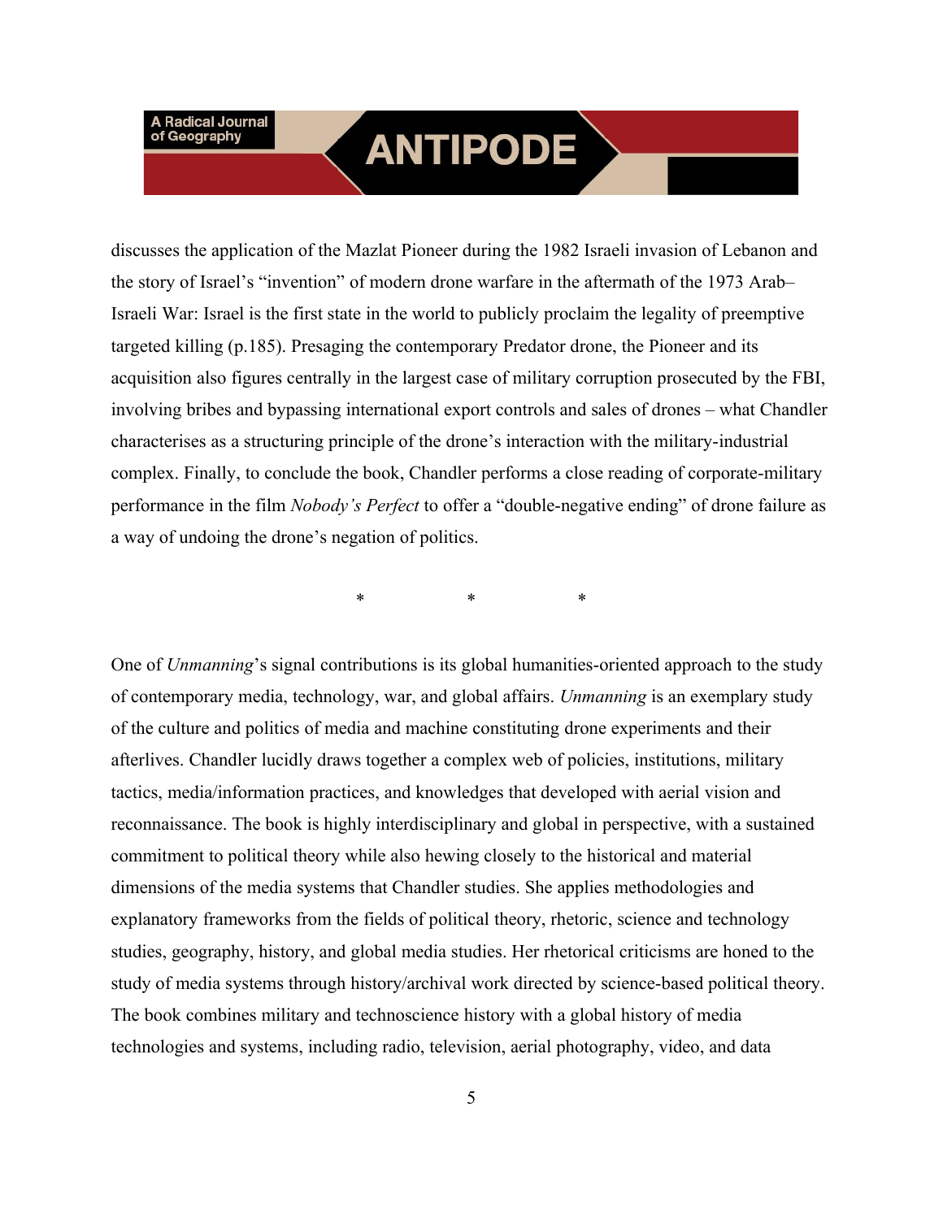discusses the application of the Mazlat Pioneer during the 1982 Israeli invasion of Lebanon and the story of Israel's "invention" of modern drone warfare in the aftermath of the 1973 Arab–Israeli War: Israel is the first state in the world to publicly proclaim the legality of preemptive targeted killing (p.185). Presaging the contemporary Predator drone, the Pioneer and its acquisition also figures centrally in the largest case of military corruption prosecuted by the FBI, involving bribes and bypassing international export controls and sales of drones – what Chandler characterises as a structuring principle of the drone's interaction with the military-industrial complex. Finally, to conclude the book, Chandler performs a close reading of corporate-military performance in the film *Nobody's Perfect* to offer a "double-negative ending" of drone failure as a way of undoing the drone's negation of politics.

\*　　　　\*　　　　\*

One of *Unmanning*'s signal contributions is its global humanities-oriented approach to the study of contemporary media, technology, war, and global affairs. *Unmanning* is an exemplary study of the culture and politics of media and machine constituting drone experiments and their afterlives. Chandler lucidly draws together a complex web of policies, institutions, military tactics, media/information practices, and knowledges that developed with aerial vision and reconnaissance. The book is highly interdisciplinary and global in perspective, with a sustained commitment to political theory while also hewing closely to the historical and material dimensions of the media systems that Chandler studies. She applies methodologies and explanatory frameworks from the fields of political theory, rhetoric, science and technology studies, geography, history, and global media studies. Her rhetorical criticisms are honed to the study of media systems through history/archival work directed by science-based political theory. The book combines military and technoscience history with a global history of media technologies and systems, including radio, television, aerial photography, video, and data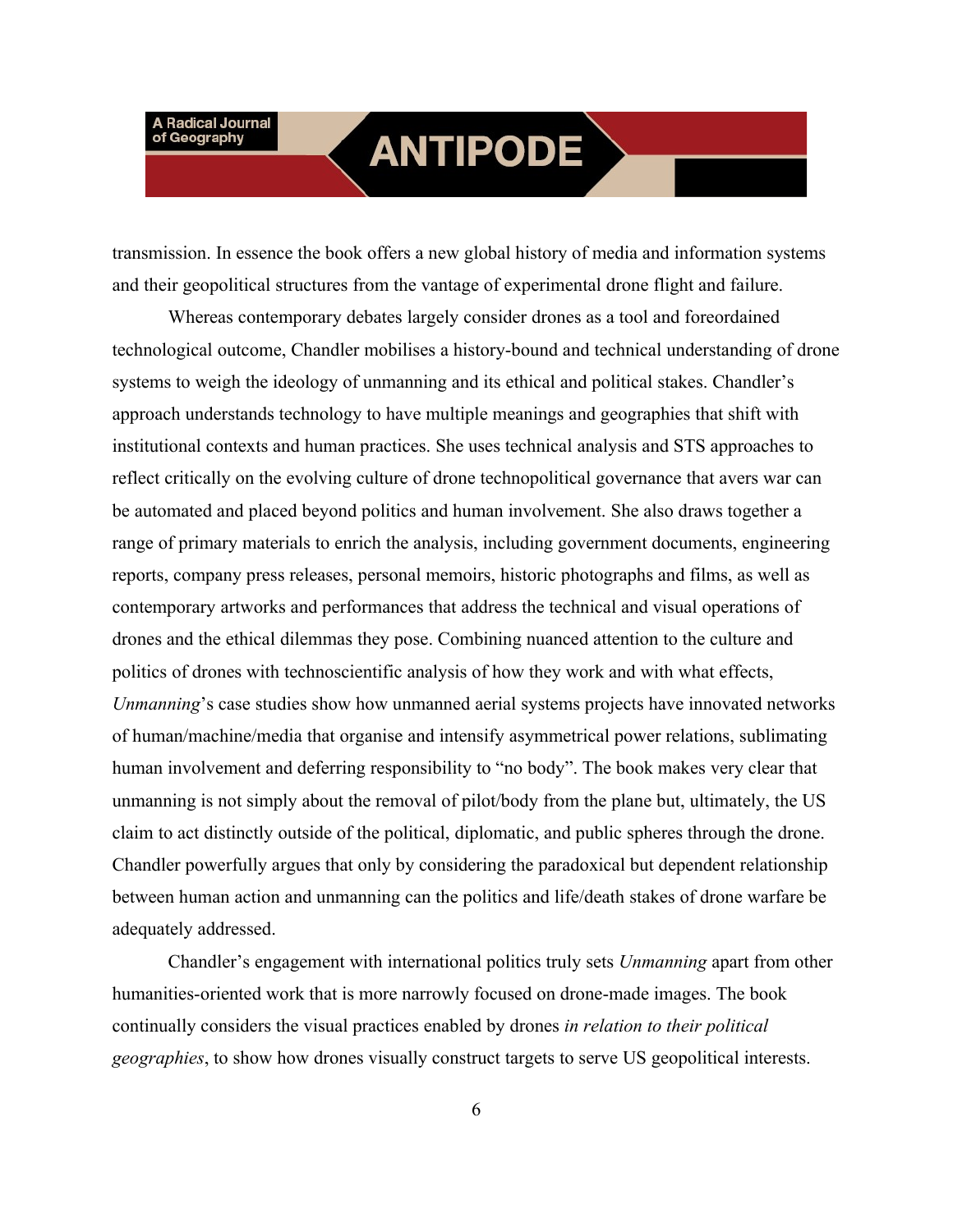transmission. In essence the book offers a new global history of media and information systems and their geopolitical structures from the vantage of experimental drone flight and failure.

Whereas contemporary debates largely consider drones as a tool and foreordained technological outcome, Chandler mobilises a history-bound and technical understanding of drone systems to weigh the ideology of unmanning and its ethical and political stakes. Chandler's approach understands technology to have multiple meanings and geographies that shift with institutional contexts and human practices. She uses technical analysis and STS approaches to reflect critically on the evolving culture of drone technopolitical governance that avers war can be automated and placed beyond politics and human involvement. She also draws together a range of primary materials to enrich the analysis, including government documents, engineering reports, company press releases, personal memoirs, historic photographs and films, as well as contemporary artworks and performances that address the technical and visual operations of drones and the ethical dilemmas they pose. Combining nuanced attention to the culture and politics of drones with technoscientific analysis of how they work and with what effects, *Unmanning*'s case studies show how unmanned aerial systems projects have innovated networks of human/machine/media that organise and intensify asymmetrical power relations, sublimating human involvement and deferring responsibility to "no body". The book makes very clear that unmanning is not simply about the removal of pilot/body from the plane but, ultimately, the US claim to act distinctly outside of the political, diplomatic, and public spheres through the drone. Chandler powerfully argues that only by considering the paradoxical but dependent relationship between human action and unmanning can the politics and life/death stakes of drone warfare be adequately addressed.

Chandler's engagement with international politics truly sets *Unmanning* apart from other humanities-oriented work that is more narrowly focused on drone-made images. The book continually considers the visual practices enabled by drones *in relation to their political geographies*, to show how drones visually construct targets to serve US geopolitical interests.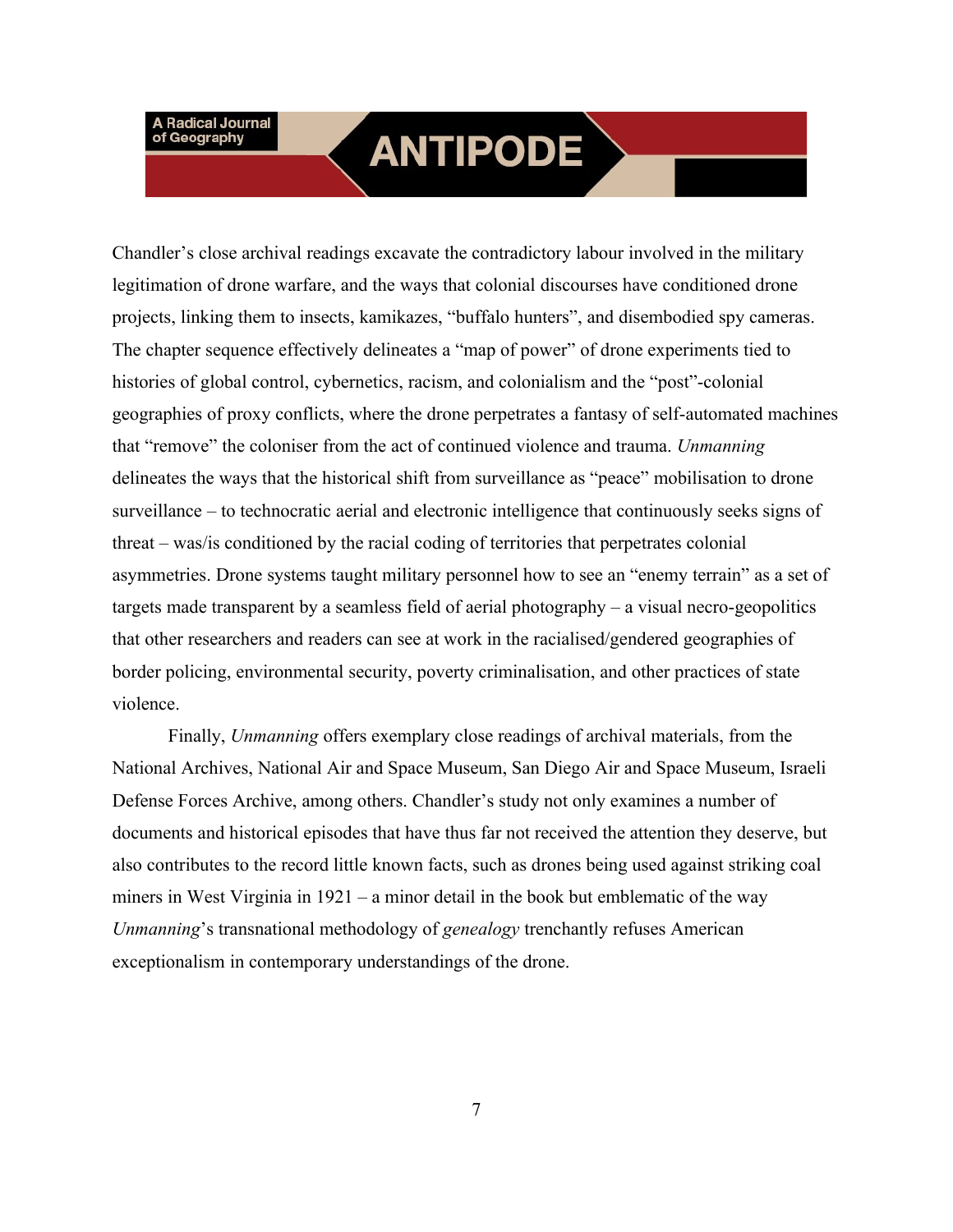Chandler's close archival readings excavate the contradictory labour involved in the military legitimation of drone warfare, and the ways that colonial discourses have conditioned drone projects, linking them to insects, kamikazes, "buffalo hunters", and disembodied spy cameras. The chapter sequence effectively delineates a "map of power" of drone experiments tied to histories of global control, cybernetics, racism, and colonialism and the "post"-colonial geographies of proxy conflicts, where the drone perpetrates a fantasy of self-automated machines that "remove" the coloniser from the act of continued violence and trauma. *Unmanning* delineates the ways that the historical shift from surveillance as "peace" mobilisation to drone surveillance – to technocratic aerial and electronic intelligence that continuously seeks signs of threat – was/is conditioned by the racial coding of territories that perpetrates colonial asymmetries. Drone systems taught military personnel how to see an "enemy terrain" as a set of targets made transparent by a seamless field of aerial photography – a visual necro-geopolitics that other researchers and readers can see at work in the racialised/gendered geographies of border policing, environmental security, poverty criminalisation, and other practices of state violence.

Finally, *Unmanning* offers exemplary close readings of archival materials, from the National Archives, National Air and Space Museum, San Diego Air and Space Museum, Israeli Defense Forces Archive, among others. Chandler's study not only examines a number of documents and historical episodes that have thus far not received the attention they deserve, but also contributes to the record little known facts, such as drones being used against striking coal miners in West Virginia in 1921 – a minor detail in the book but emblematic of the way *Unmanning*'s transnational methodology of *genealogy* trenchantly refuses American exceptionalism in contemporary understandings of the drone.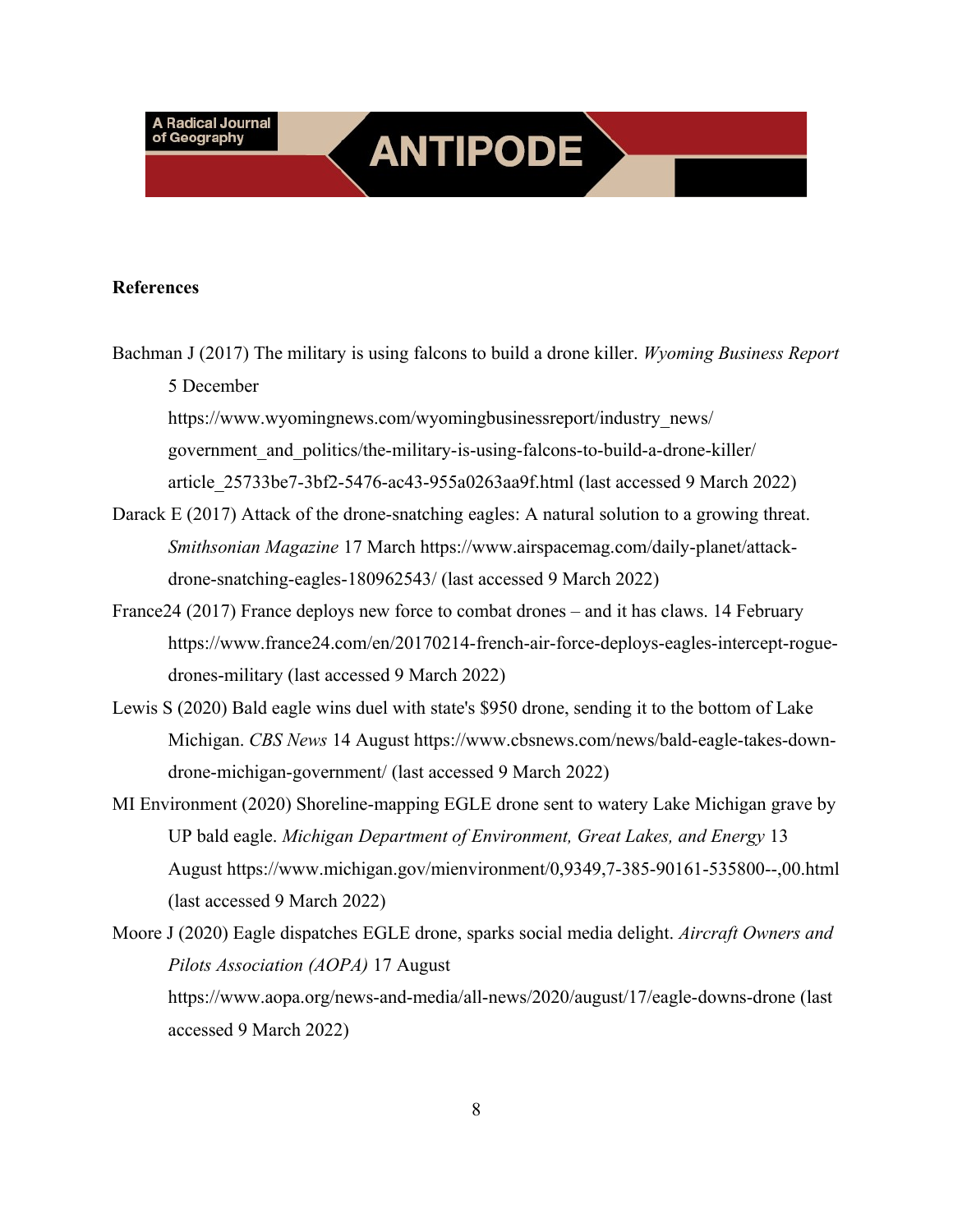## References

Bachman J (2017) The military is using falcons to build a drone killer. *Wyoming Business Report* 5 December https://www.wyomingnews.com/wyomingbusinessreport/industry_news/government_and_politics/the-military-is-using-falcons-to-build-a-drone-killer/article_25733be7-3bf2-5476-ac43-955a0263aa9f.html (last accessed 9 March 2022)

Darack E (2017) Attack of the drone-snatching eagles: A natural solution to a growing threat. *Smithsonian Magazine* 17 March https://www.airspacemag.com/daily-planet/attack-drone-snatching-eagles-180962543/ (last accessed 9 March 2022)

France24 (2017) France deploys new force to combat drones – and it has claws. 14 February https://www.france24.com/en/20170214-french-air-force-deploys-eagles-intercept-rogue-drones-military (last accessed 9 March 2022)

Lewis S (2020) Bald eagle wins duel with state's $950 drone, sending it to the bottom of Lake Michigan. *CBS News* 14 August https://www.cbsnews.com/news/bald-eagle-takes-down-drone-michigan-government/ (last accessed 9 March 2022)

MI Environment (2020) Shoreline-mapping EGLE drone sent to watery Lake Michigan grave by UP bald eagle. *Michigan Department of Environment, Great Lakes, and Energy* 13 August https://www.michigan.gov/mienvironment/0,9349,7-385-90161-535800--,00.html (last accessed 9 March 2022)

Moore J (2020) Eagle dispatches EGLE drone, sparks social media delight. *Aircraft Owners and Pilots Association (AOPA)* 17 August https://www.aopa.org/news-and-media/all-news/2020/august/17/eagle-downs-drone (last accessed 9 March 2022)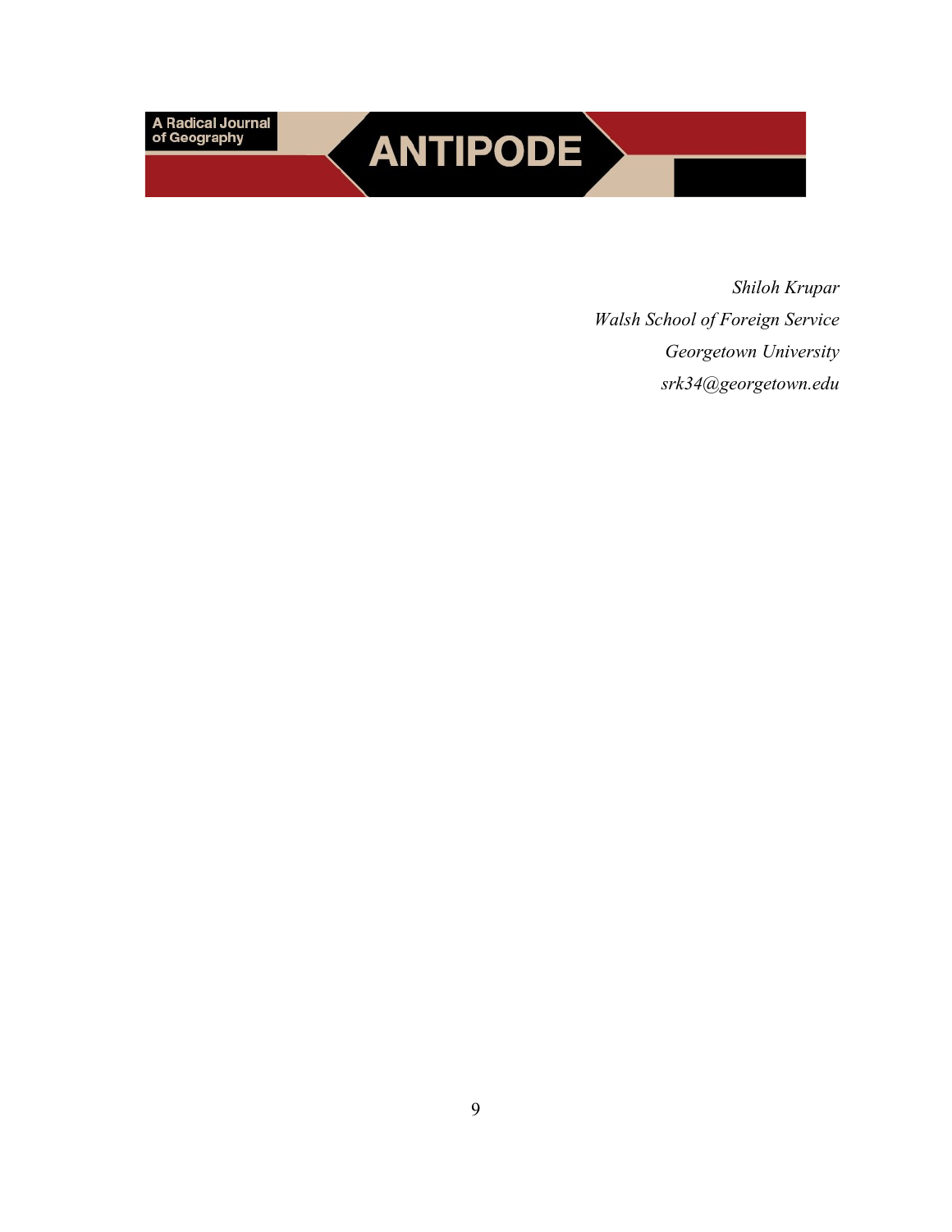A Radical Journal of Geography

ANTIPODE

*Shiloh Krupar*
*Walsh School of Foreign Service*
*Georgetown University*
*srk34@georgetown.edu*